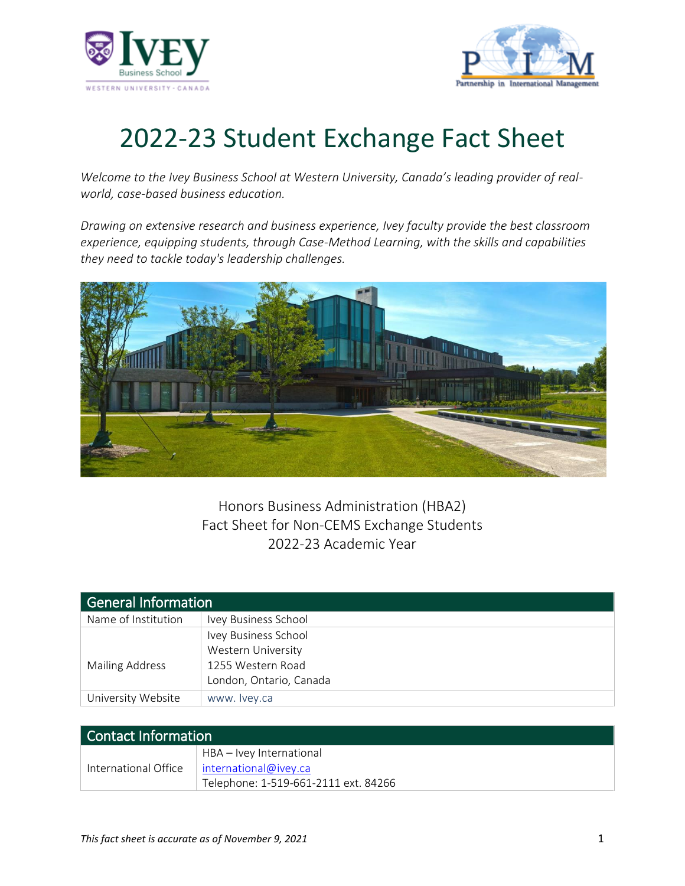# 2022-23 Student Exchange Fact Sheet

*Welcome to the Ivey Business School at Western University, Canada's leading provider of real-world, case-based business education.*

*Drawing on extensive research and business experience, Ivey faculty provide the best classroom experience, equipping students, through Case-Method Learning, with the skills and capabilities they need to tackle today's leadership challenges.*

Honors Business Administration (HBA2)
Fact Sheet for Non-CEMS Exchange Students
2022-23 Academic Year

| General Information | |
|---|---|
| Name of Institution | Ivey Business School |
| Mailing Address | Ivey Business School<br>Western University<br>1255 Western Road<br>London, Ontario, Canada |
| University Website | www. Ivey.ca |

| Contact Information | |
|---|---|
| International Office | HBA – Ivey International<br>international@ivey.ca<br>Telephone: 1-519-661-2111 ext. 84266 |

*This fact sheet is accurate as of November 9, 2021*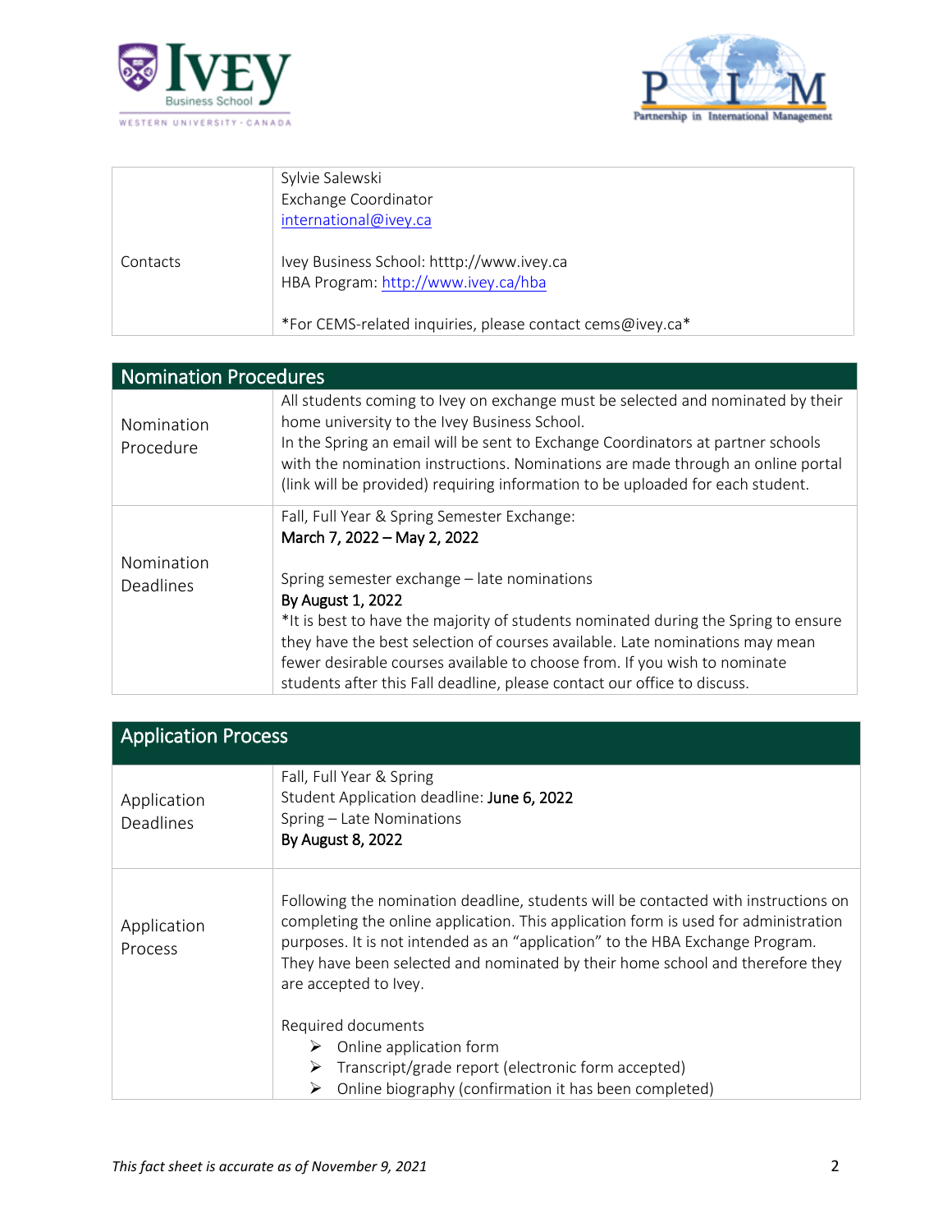| Contacts | Sylvie Salewski<br>Exchange Coordinator<br>international@ivey.ca<br><br>Ivey Business School: htttp://www.ivey.ca<br>HBA Program: http://www.ivey.ca/hba<br><br>*For CEMS-related inquiries, please contact cems@ivey.ca* |
|---|---|

| Nomination Procedures | |
|---|---|
| Nomination Procedure | All students coming to Ivey on exchange must be selected and nominated by their home university to the Ivey Business School.<br>In the Spring an email will be sent to Exchange Coordinators at partner schools with the nomination instructions. Nominations are made through an online portal (link will be provided) requiring information to be uploaded for each student. |
| Nomination Deadlines | Fall, Full Year & Spring Semester Exchange:<br>**March 7, 2022 – May 2, 2022**<br><br>Spring semester exchange – late nominations<br>**By August 1, 2022**<br>*It is best to have the majority of students nominated during the Spring to ensure they have the best selection of courses available. Late nominations may mean fewer desirable courses available to choose from. If you wish to nominate students after this Fall deadline, please contact our office to discuss. |

| Application Process | |
|---|---|
| Application Deadlines | Fall, Full Year & Spring<br>Student Application deadline: **June 6, 2022**<br>Spring – Late Nominations<br>**By August 8, 2022** |
| Application Process | Following the nomination deadline, students will be contacted with instructions on completing the online application. This application form is used for administration purposes. It is not intended as an "application" to the HBA Exchange Program. They have been selected and nominated by their home school and therefore they are accepted to Ivey.<br><br>Required documents<br>➢ Online application form<br>➢ Transcript/grade report (electronic form accepted)<br>➢ Online biography (confirmation it has been completed) |

*This fact sheet is accurate as of November 9, 2021*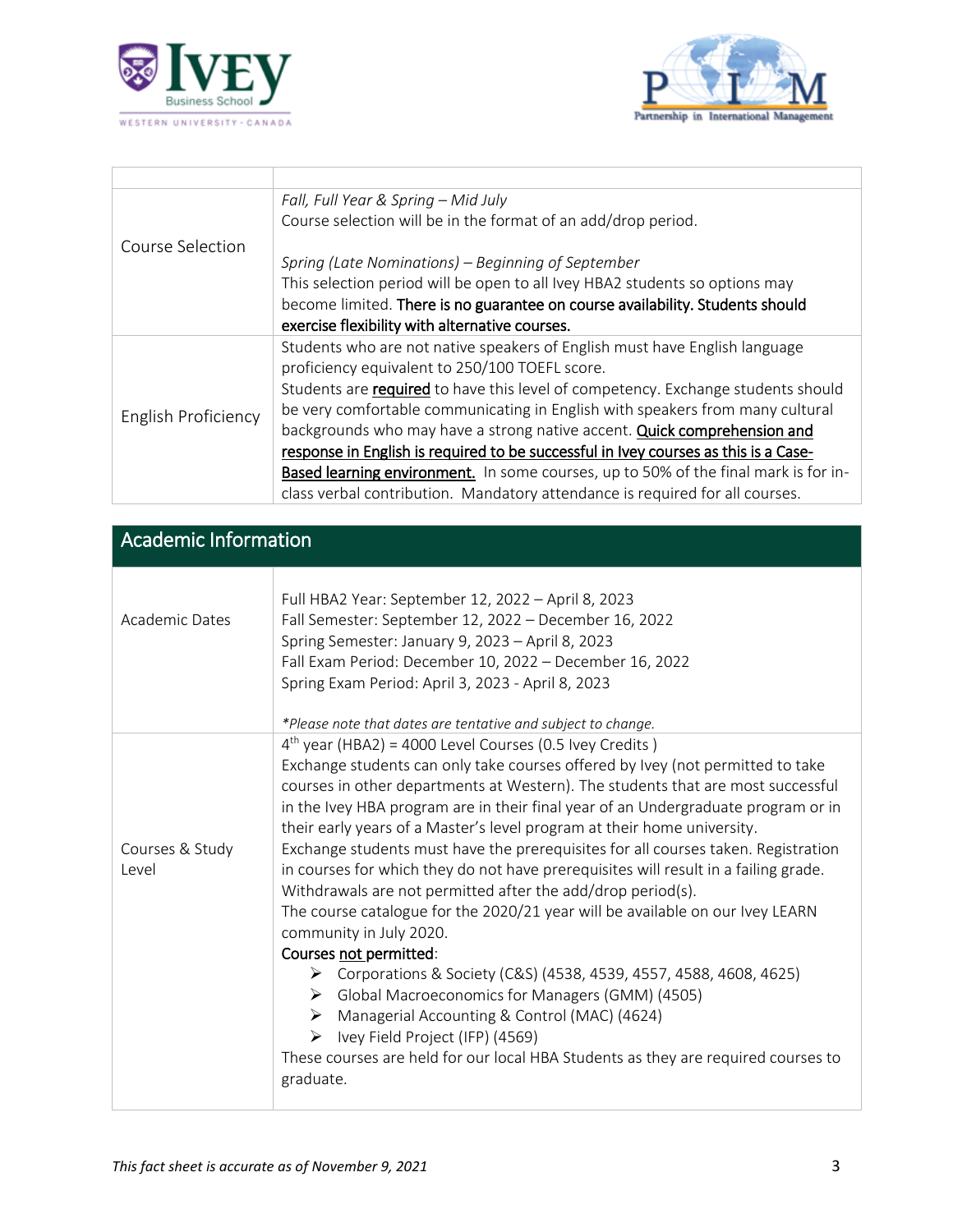| | |
|---|---|
| Course Selection | *Fall, Full Year & Spring – Mid July*<br>Course selection will be in the format of an add/drop period.<br><br>*Spring (Late Nominations) – Beginning of September*<br>This selection period will be open to all Ivey HBA2 students so options may become limited. **There is no guarantee on course availability. Students should exercise flexibility with alternative courses.** |
| English Proficiency | Students who are not native speakers of English must have English language proficiency equivalent to 250/100 TOEFL score.<br>Students are required to have this level of competency. Exchange students should be very comfortable communicating in English with speakers from many cultural backgrounds who may have a strong native accent. Quick comprehension and response in English is required to be successful in Ivey courses as this is a Case-Based learning environment. In some courses, up to 50% of the final mark is for in-class verbal contribution. Mandatory attendance is required for all courses. |

## Academic Information

| | |
|---|---|
| Academic Dates | Full HBA2 Year: September 12, 2022 – April 8, 2023<br>Fall Semester: September 12, 2022 – December 16, 2022<br>Spring Semester: January 9, 2023 – April 8, 2023<br>Fall Exam Period: December 10, 2022 – December 16, 2022<br>Spring Exam Period: April 3, 2023 - April 8, 2023<br><br>*\*Please note that dates are tentative and subject to change.* |
| Courses & Study Level | 4th year (HBA2) = 4000 Level Courses (0.5 Ivey Credits )<br>Exchange students can only take courses offered by Ivey (not permitted to take courses in other departments at Western). The students that are most successful in the Ivey HBA program are in their final year of an Undergraduate program or in their early years of a Master's level program at their home university.<br>Exchange students must have the prerequisites for all courses taken. Registration in courses for which they do not have prerequisites will result in a failing grade. Withdrawals are not permitted after the add/drop period(s).<br>The course catalogue for the 2020/21 year will be available on our Ivey LEARN community in July 2020.<br>Courses not permitted:<br>➢ Corporations & Society (C&S) (4538, 4539, 4557, 4588, 4608, 4625)<br>➢ Global Macroeconomics for Managers (GMM) (4505)<br>➢ Managerial Accounting & Control (MAC) (4624)<br>➢ Ivey Field Project (IFP) (4569)<br>These courses are held for our local HBA Students as they are required courses to graduate. |

*This fact sheet is accurate as of November 9, 2021*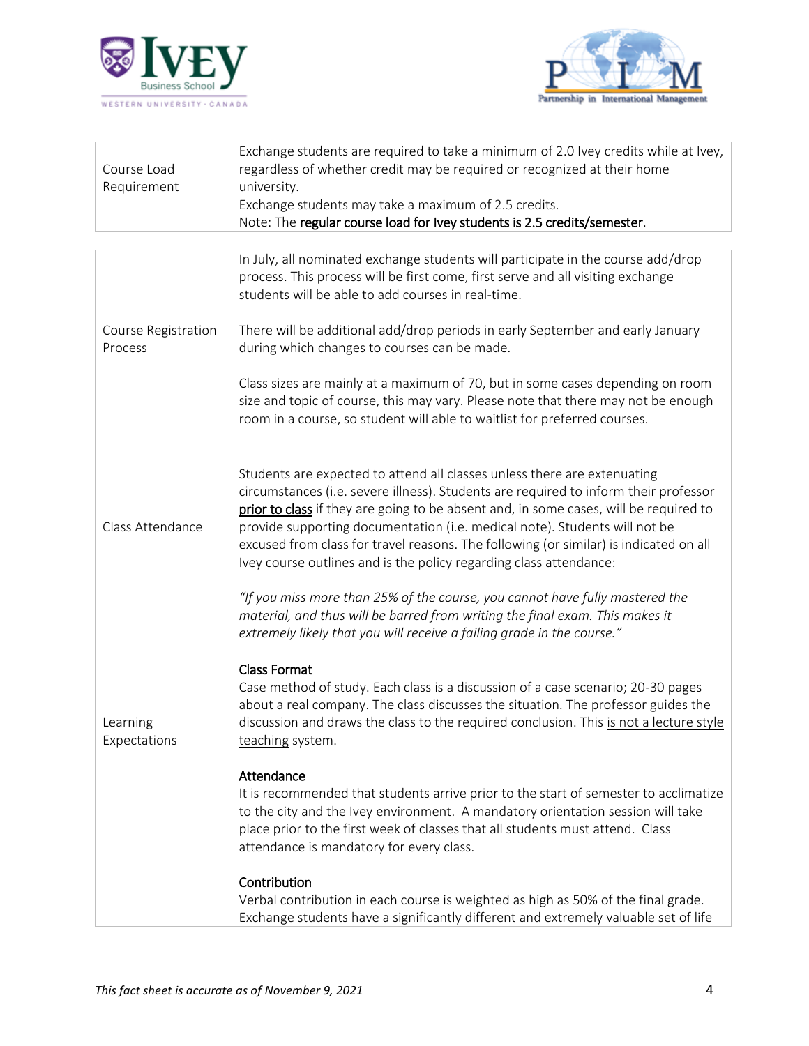| | |
|---|---|
| Course Load Requirement | Exchange students are required to take a minimum of 2.0 Ivey credits while at Ivey, regardless of whether credit may be required or recognized at their home university.<br>Exchange students may take a maximum of 2.5 credits.<br>Note: The **regular course load for Ivey students is 2.5 credits/semester**. |

| | |
|---|---|
| Course Registration Process | In July, all nominated exchange students will participate in the course add/drop process. This process will be first come, first serve and all visiting exchange students will be able to add courses in real-time.<br><br>There will be additional add/drop periods in early September and early January during which changes to courses can be made.<br><br>Class sizes are mainly at a maximum of 70, but in some cases depending on room size and topic of course, this may vary. Please note that there may not be enough room in a course, so student will able to waitlist for preferred courses. |
| Class Attendance | Students are expected to attend all classes unless there are extenuating circumstances (i.e. severe illness). Students are required to inform their professor **prior to class** if they are going to be absent and, in some cases, will be required to provide supporting documentation (i.e. medical note). Students will not be excused from class for travel reasons. The following (or similar) is indicated on all Ivey course outlines and is the policy regarding class attendance:<br><br>*"If you miss more than 25% of the course, you cannot have fully mastered the material, and thus will be barred from writing the final exam. This makes it extremely likely that you will receive a failing grade in the course."* |
| Learning Expectations | **Class Format**<br>Case method of study. Each class is a discussion of a case scenario; 20-30 pages about a real company. The class discusses the situation. The professor guides the discussion and draws the class to the required conclusion. This is not a lecture style teaching system.<br><br>**Attendance**<br>It is recommended that students arrive prior to the start of semester to acclimatize to the city and the Ivey environment. A mandatory orientation session will take place prior to the first week of classes that all students must attend. Class attendance is mandatory for every class.<br><br>**Contribution**<br>Verbal contribution in each course is weighted as high as 50% of the final grade. Exchange students have a significantly different and extremely valuable set of life |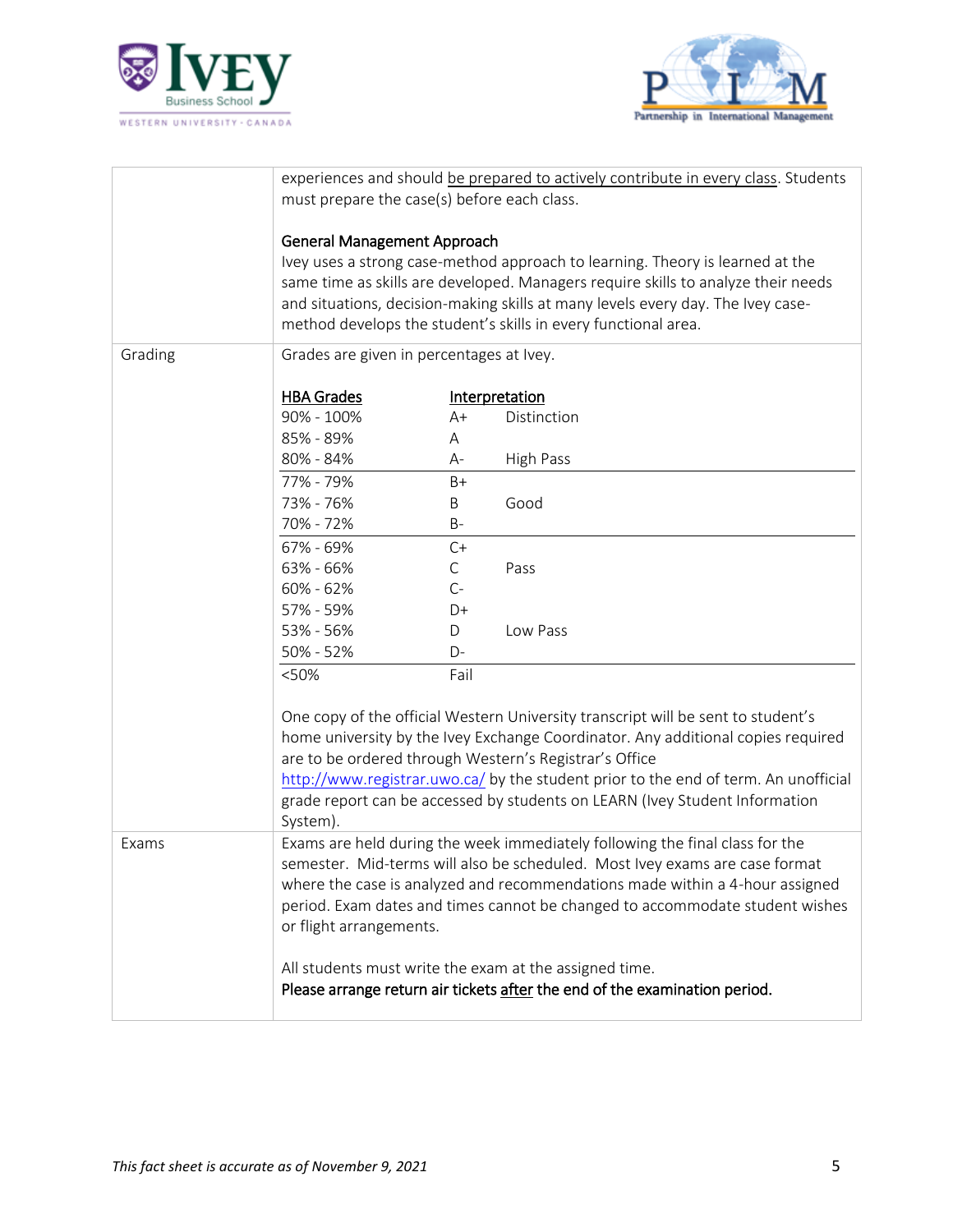| | |
|---|---|
| | experiences and should be prepared to actively contribute in every class. Students must prepare the case(s) before each class.<br><br>**General Management Approach**<br>Ivey uses a strong case-method approach to learning. Theory is learned at the same time as skills are developed. Managers require skills to analyze their needs and situations, decision-making skills at many levels every day. The Ivey case-method develops the student's skills in every functional area. |
| Grading | Grades are given in percentages at Ivey.<br><br>**HBA Grades** / **Interpretation**<br>90% - 100% A+ Distinction<br>85% - 89% A<br>80% - 84% A- High Pass<br>77% - 79% B+<br>73% - 76% B Good<br>70% - 72% B-<br>67% - 69% C+<br>63% - 66% C Pass<br>60% - 62% C-<br>57% - 59% D+<br>53% - 56% D Low Pass<br>50% - 52% D-<br><50% Fail<br><br>One copy of the official Western University transcript will be sent to student's home university by the Ivey Exchange Coordinator. Any additional copies required are to be ordered through Western's Registrar's Office http://www.registrar.uwo.ca/ by the student prior to the end of term. An unofficial grade report can be accessed by students on LEARN (Ivey Student Information System). |
| Exams | Exams are held during the week immediately following the final class for the semester. Mid-terms will also be scheduled. Most Ivey exams are case format where the case is analyzed and recommendations made within a 4-hour assigned period. Exam dates and times cannot be changed to accommodate student wishes or flight arrangements.<br><br>All students must write the exam at the assigned time.<br>**Please arrange return air tickets after the end of the examination period.** |

| HBA Grades | Interpretation | |
|---|---|---|
| 90% - 100% | A+ | Distinction |
| 85% - 89% | A | |
| 80% - 84% | A- | High Pass |
| 77% - 79% | B+ | |
| 73% - 76% | B | Good |
| 70% - 72% | B- | |
| 67% - 69% | C+ | |
| 63% - 66% | C | Pass |
| 60% - 62% | C- | |
| 57% - 59% | D+ | |
| 53% - 56% | D | Low Pass |
| 50% - 52% | D- | |
| <50% | Fail | |

*This fact sheet is accurate as of November 9, 2021*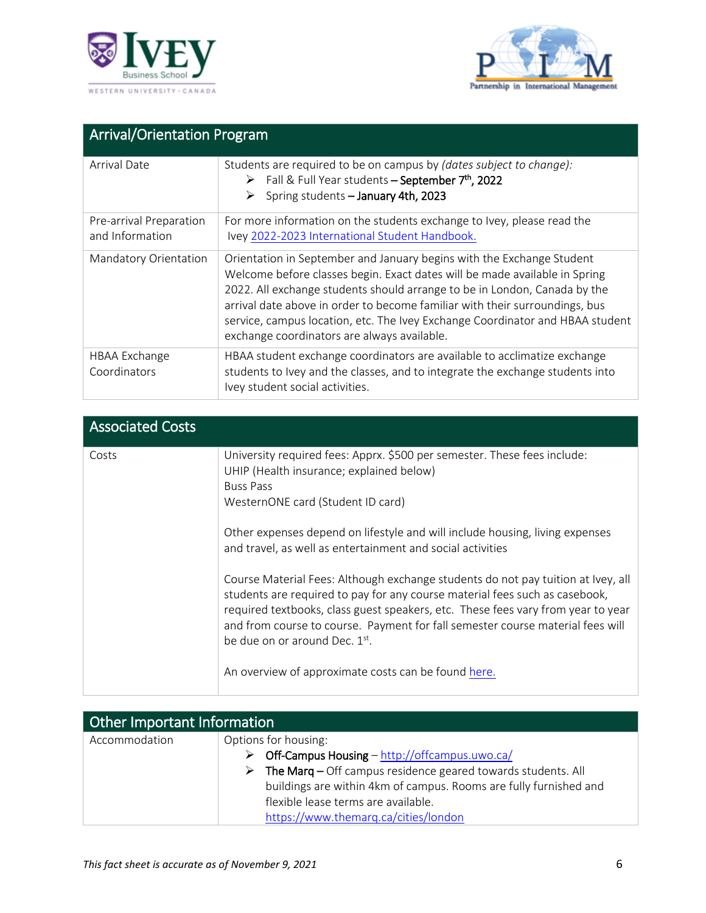| Arrival/Orientation Program | |
|---|---|
| Arrival Date | Students are required to be on campus by *(dates subject to change):*<br>➢ Fall & Full Year students – **September 7th, 2022**<br>➢ Spring students – **January 4th, 2023** |
| Pre-arrival Preparation and Information | For more information on the students exchange to Ivey, please read the Ivey 2022-2023 International Student Handbook. |
| Mandatory Orientation | Orientation in September and January begins with the Exchange Student Welcome before classes begin. Exact dates will be made available in Spring 2022. All exchange students should arrange to be in London, Canada by the arrival date above in order to become familiar with their surroundings, bus service, campus location, etc. The Ivey Exchange Coordinator and HBAA student exchange coordinators are always available. |
| HBAA Exchange Coordinators | HBAA student exchange coordinators are available to acclimatize exchange students to Ivey and the classes, and to integrate the exchange students into Ivey student social activities. |

| Associated Costs | |
|---|---|
| Costs | University required fees: Apprx. $500 per semester. These fees include:<br>UHIP (Health insurance; explained below)<br>Buss Pass<br>WesternONE card (Student ID card)<br><br>Other expenses depend on lifestyle and will include housing, living expenses and travel, as well as entertainment and social activities<br><br>Course Material Fees: Although exchange students do not pay tuition at Ivey, all students are required to pay for any course material fees such as casebook, required textbooks, class guest speakers, etc. These fees vary from year to year and from course to course. Payment for fall semester course material fees will be due on or around Dec. 1st.<br><br>An overview of approximate costs can be found here. |

| Other Important Information | |
|---|---|
| Accommodation | Options for housing:<br>➢ **Off-Campus Housing** – http://offcampus.uwo.ca/<br>➢ **The Marq** – Off campus residence geared towards students. All buildings are within 4km of campus. Rooms are fully furnished and flexible lease terms are available. https://www.themarq.ca/cities/london |

*This fact sheet is accurate as of November 9, 2021*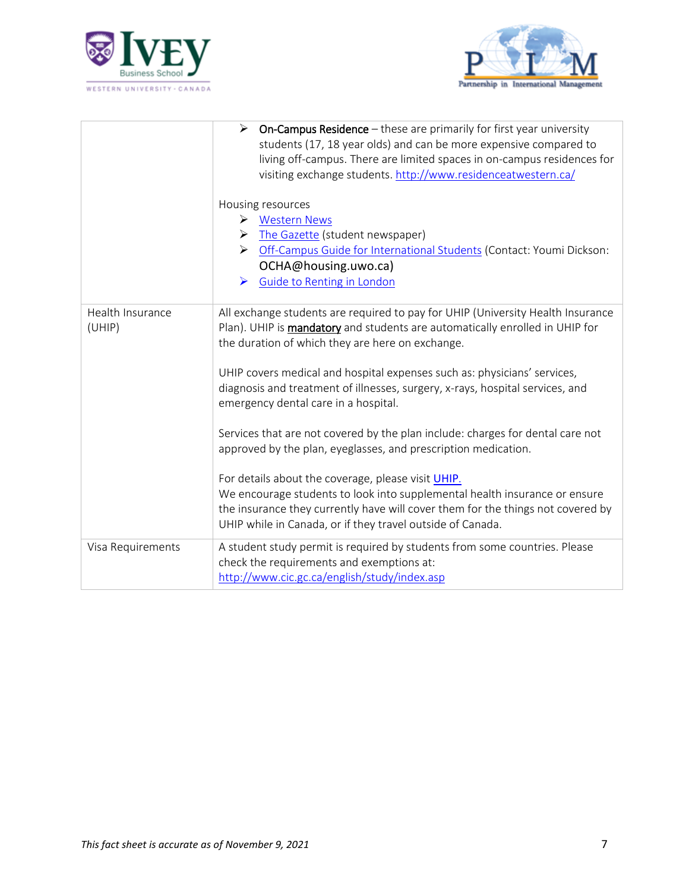| | |
|---|---|
| | <ul><li>**On-Campus Residence** – these are primarily for first year university students (17, 18 year olds) and can be more expensive compared to living off-campus. There are limited spaces in on-campus residences for visiting exchange students. http://www.residenceatwestern.ca/</li></ul>Housing resources<ul><li>Western News</li><li>The Gazette (student newspaper)</li><li>Off-Campus Guide for International Students (Contact: Youmi Dickson: OCHA@housing.uwo.ca)</li><li>Guide to Renting in London</li></ul> |
| Health Insurance (UHIP) | All exchange students are required to pay for UHIP (University Health Insurance Plan). UHIP is **mandatory** and students are automatically enrolled in UHIP for the duration of which they are here on exchange.<br><br>UHIP covers medical and hospital expenses such as: physicians' services, diagnosis and treatment of illnesses, surgery, x-rays, hospital services, and emergency dental care in a hospital.<br><br>Services that are not covered by the plan include: charges for dental care not approved by the plan, eyeglasses, and prescription medication.<br><br>For details about the coverage, please visit UHIP.<br>We encourage students to look into supplemental health insurance or ensure the insurance they currently have will cover them for the things not covered by UHIP while in Canada, or if they travel outside of Canada. |
| Visa Requirements | A student study permit is required by students from some countries. Please check the requirements and exemptions at: http://www.cic.gc.ca/english/study/index.asp |

*This fact sheet is accurate as of November 9, 2021*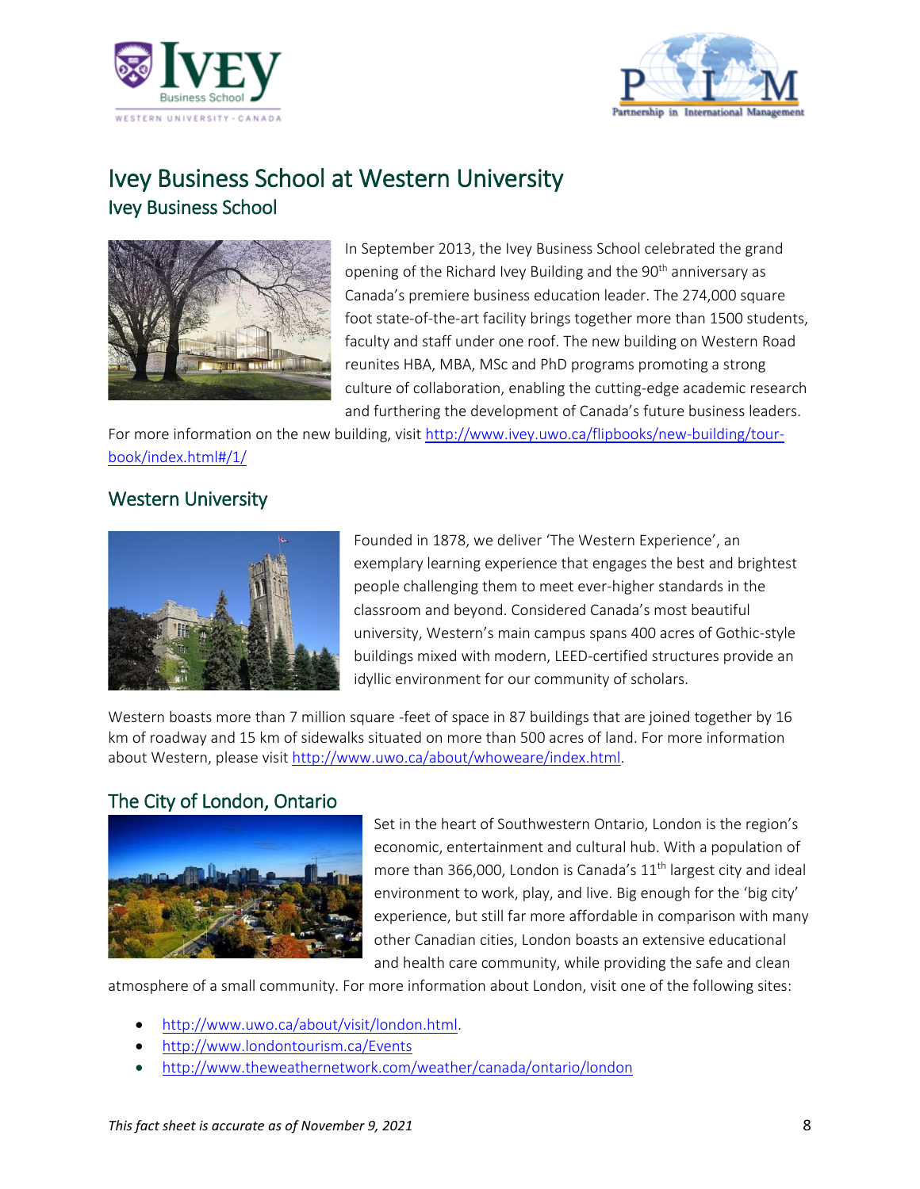# Ivey Business School at Western University

## Ivey Business School

In September 2013, the Ivey Business School celebrated the grand opening of the Richard Ivey Building and the 90th anniversary as Canada's premiere business education leader. The 274,000 square foot state-of-the-art facility brings together more than 1500 students, faculty and staff under one roof. The new building on Western Road reunites HBA, MBA, MSc and PhD programs promoting a strong culture of collaboration, enabling the cutting-edge academic research and furthering the development of Canada's future business leaders.

For more information on the new building, visit http://www.ivey.uwo.ca/flipbooks/new-building/tour-book/index.html#/1/

## Western University

Founded in 1878, we deliver 'The Western Experience', an exemplary learning experience that engages the best and brightest people challenging them to meet ever-higher standards in the classroom and beyond. Considered Canada's most beautiful university, Western's main campus spans 400 acres of Gothic-style buildings mixed with modern, LEED-certified structures provide an idyllic environment for our community of scholars.

Western boasts more than 7 million square -feet of space in 87 buildings that are joined together by 16 km of roadway and 15 km of sidewalks situated on more than 500 acres of land. For more information about Western, please visit http://www.uwo.ca/about/whoweare/index.html.

## The City of London, Ontario

Set in the heart of Southwestern Ontario, London is the region's economic, entertainment and cultural hub. With a population of more than 366,000, London is Canada's 11th largest city and ideal environment to work, play, and live. Big enough for the 'big city' experience, but still far more affordable in comparison with many other Canadian cities, London boasts an extensive educational and health care community, while providing the safe and clean atmosphere of a small community. For more information about London, visit one of the following sites:

- http://www.uwo.ca/about/visit/london.html.
- http://www.londontourism.ca/Events
- http://www.theweathernetwork.com/weather/canada/ontario/london

*This fact sheet is accurate as of November 9, 2021*